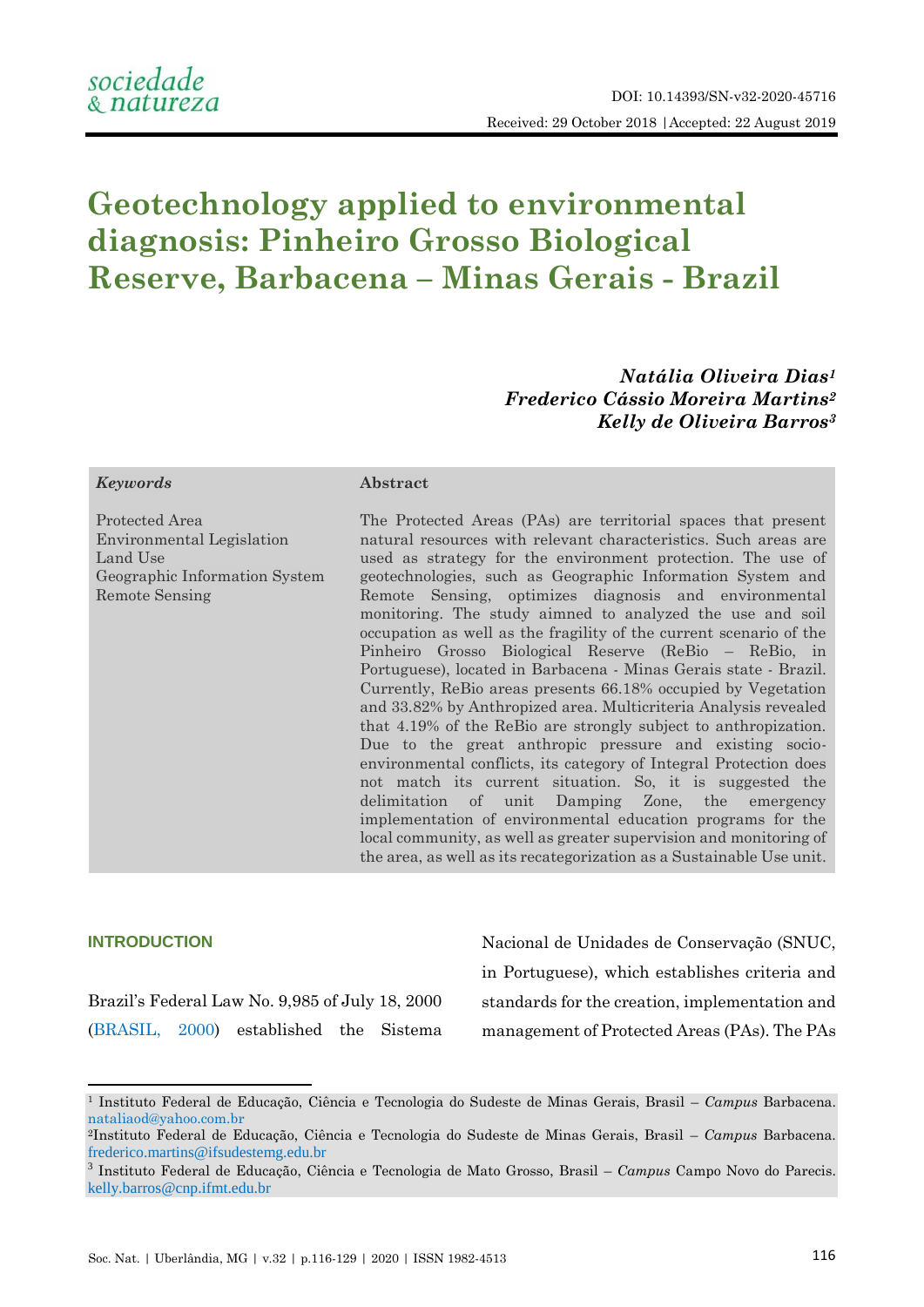DOI: 10.14393/SN-v32-2020-45716

Received: 29 October 2018 | Accepted: 22 August 2019

# Geotechnology applied to environmental diagnosis: Pinheiro Grosso Biological Reserve, Barbacena – Minas Gerais - Brazil

***Natália Oliveira Dias***[1]
***Frederico Cássio Moreira Martins***[2]
***Kelly de Oliveira Barros***[3]

***Keywords***

Protected Area
Environmental Legislation
Land Use
Geographic Information System
Remote Sensing

**Abstract**

The Protected Areas (PAs) are territorial spaces that present natural resources with relevant characteristics. Such areas are used as strategy for the environment protection. The use of geotechnologies, such as Geographic Information System and Remote Sensing, optimizes diagnosis and environmental monitoring. The study aimned to analyzed the use and soil occupation as well as the fragility of the current scenario of the Pinheiro Grosso Biological Reserve (ReBio – ReBio, in Portuguese), located in Barbacena - Minas Gerais state - Brazil. Currently, ReBio areas presents 66.18% occupied by Vegetation and 33.82% by Anthropized area. Multicriteria Analysis revealed that 4.19% of the ReBio are strongly subject to anthropization. Due to the great anthropic pressure and existing socio-environmental conflicts, its category of Integral Protection does not match its current situation. So, it is suggested the delimitation of unit Damping Zone, the emergency implementation of environmental education programs for the local community, as well as greater supervision and monitoring of the area, as well as its recategorization as a Sustainable Use unit.

## INTRODUCTION

Brazil's Federal Law No. 9,985 of July 18, 2000 (BRASIL, 2000) established the Sistema Nacional de Unidades de Conservação (SNUC, in Portuguese), which establishes criteria and standards for the creation, implementation and management of Protected Areas (PAs). The PAs

---

[1] Instituto Federal de Educação, Ciência e Tecnologia do Sudeste de Minas Gerais, Brasil – *Campus* Barbacena. nataliaod@yahoo.com.br

[2] Instituto Federal de Educação, Ciência e Tecnologia do Sudeste de Minas Gerais, Brasil – *Campus* Barbacena. frederico.martins@ifsudestemg.edu.br

[3] Instituto Federal de Educação, Ciência e Tecnologia de Mato Grosso, Brasil – *Campus* Campo Novo do Parecis. kelly.barros@cnp.ifmt.edu.br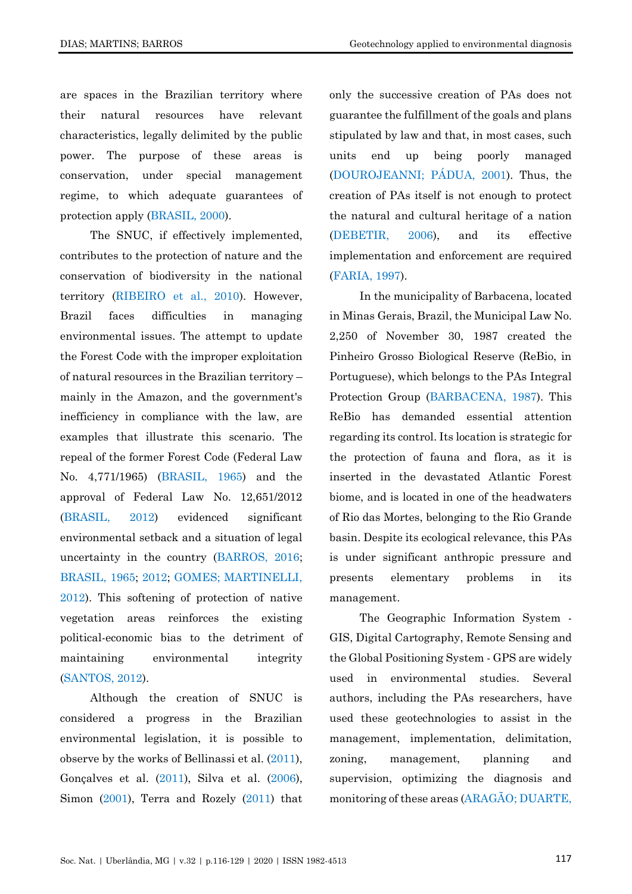are spaces in the Brazilian territory where their natural resources have relevant characteristics, legally delimited by the public power. The purpose of these areas is conservation, under special management regime, to which adequate guarantees of protection apply (BRASIL, 2000).

The SNUC, if effectively implemented, contributes to the protection of nature and the conservation of biodiversity in the national territory (RIBEIRO et al., 2010). However, Brazil faces difficulties in managing environmental issues. The attempt to update the Forest Code with the improper exploitation of natural resources in the Brazilian territory – mainly in the Amazon, and the government's inefficiency in compliance with the law, are examples that illustrate this scenario. The repeal of the former Forest Code (Federal Law No. 4,771/1965) (BRASIL, 1965) and the approval of Federal Law No. 12,651/2012 (BRASIL, 2012) evidenced significant environmental setback and a situation of legal uncertainty in the country (BARROS, 2016; BRASIL, 1965; 2012; GOMES; MARTINELLI, 2012). This softening of protection of native vegetation areas reinforces the existing political-economic bias to the detriment of maintaining environmental integrity (SANTOS, 2012).

Although the creation of SNUC is considered a progress in the Brazilian environmental legislation, it is possible to observe by the works of Bellinassi et al. (2011), Gonçalves et al. (2011), Silva et al. (2006), Simon (2001), Terra and Rozely (2011) that only the successive creation of PAs does not guarantee the fulfillment of the goals and plans stipulated by law and that, in most cases, such units end up being poorly managed (DOUROJEANNI; PÁDUA, 2001). Thus, the creation of PAs itself is not enough to protect the natural and cultural heritage of a nation (DEBETIR, 2006), and its effective implementation and enforcement are required (FARIA, 1997).

In the municipality of Barbacena, located in Minas Gerais, Brazil, the Municipal Law No. 2,250 of November 30, 1987 created the Pinheiro Grosso Biological Reserve (ReBio, in Portuguese), which belongs to the PAs Integral Protection Group (BARBACENA, 1987). This ReBio has demanded essential attention regarding its control. Its location is strategic for the protection of fauna and flora, as it is inserted in the devastated Atlantic Forest biome, and is located in one of the headwaters of Rio das Mortes, belonging to the Rio Grande basin. Despite its ecological relevance, this PAs is under significant anthropic pressure and presents elementary problems in its management.

The Geographic Information System - GIS, Digital Cartography, Remote Sensing and the Global Positioning System - GPS are widely used in environmental studies. Several authors, including the PAs researchers, have used these geotechnologies to assist in the management, implementation, delimitation, zoning, management, planning and supervision, optimizing the diagnosis and monitoring of these areas (ARAGÃO; DUARTE,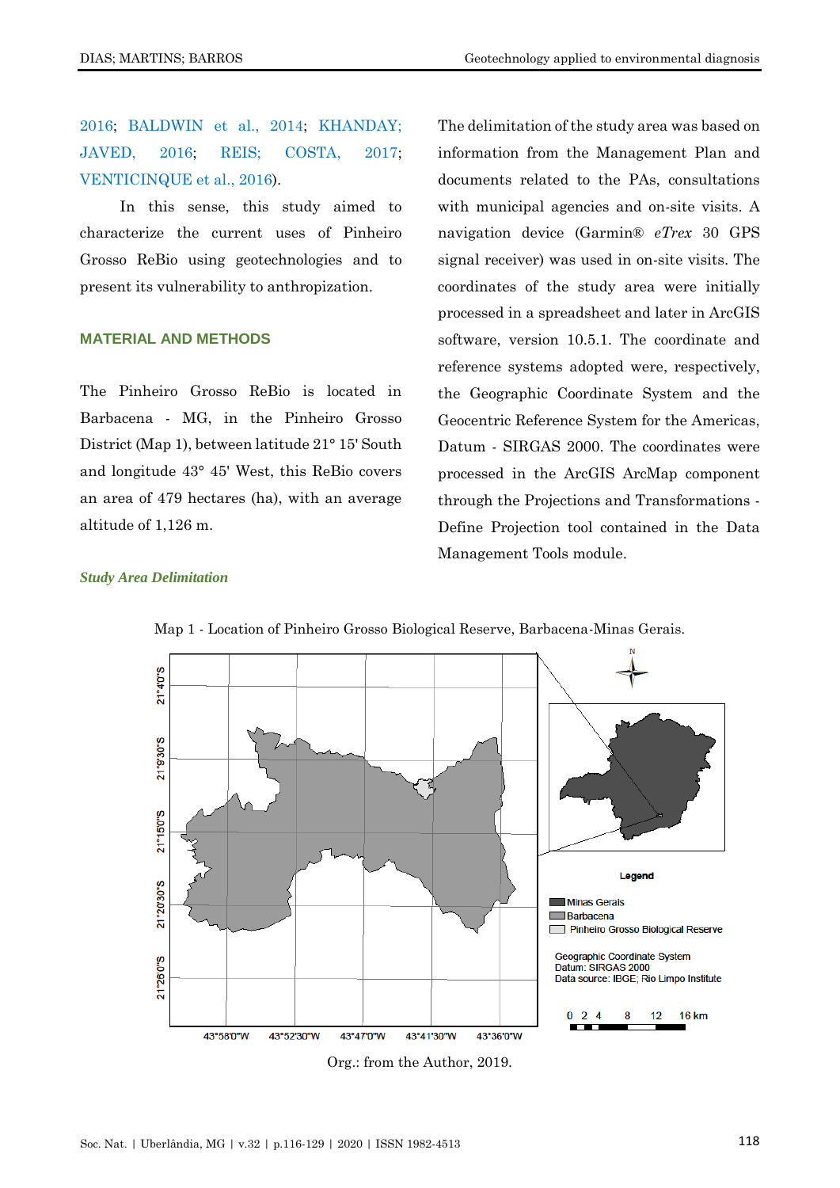2016; BALDWIN et al., 2014; KHANDAY; JAVED, 2016; REIS; COSTA, 2017; VENTICINQUE et al., 2016).

In this sense, this study aimed to characterize the current uses of Pinheiro Grosso ReBio using geotechnologies and to present its vulnerability to anthropization.

## MATERIAL AND METHODS

The Pinheiro Grosso ReBio is located in Barbacena - MG, in the Pinheiro Grosso District (Map 1), between latitude 21° 15' South and longitude 43° 45' West, this ReBio covers an area of 479 hectares (ha), with an average altitude of 1,126 m.

### *Study Area Delimitation*

The delimitation of the study area was based on information from the Management Plan and documents related to the PAs, consultations with municipal agencies and on-site visits. A navigation device (Garmin® *eTrex* 30 GPS signal receiver) was used in on-site visits. The coordinates of the study area were initially processed in a spreadsheet and later in ArcGIS software, version 10.5.1. The coordinate and reference systems adopted were, respectively, the Geographic Coordinate System and the Geocentric Reference System for the Americas, Datum - SIRGAS 2000. The coordinates were processed in the ArcGIS ArcMap component through the Projections and Transformations - Define Projection tool contained in the Data Management Tools module.

Map 1 - Location of Pinheiro Grosso Biological Reserve, Barbacena-Minas Gerais.

Org.: from the Author, 2019.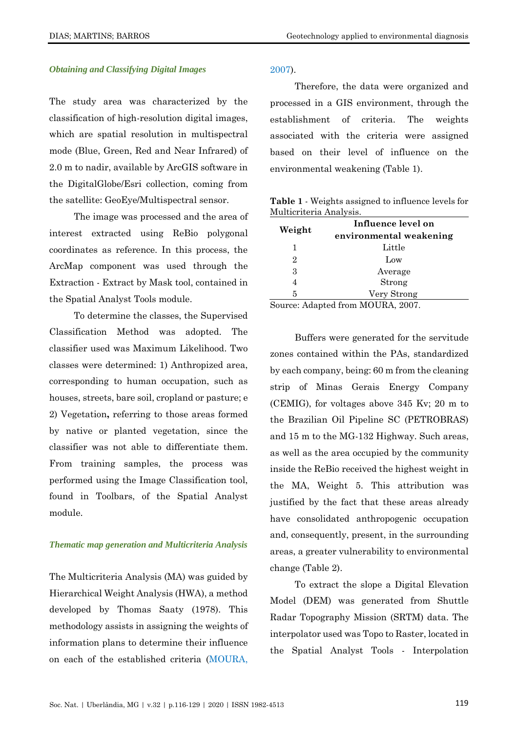### *Obtaining and Classifying Digital Images*

The study area was characterized by the classification of high-resolution digital images, which are spatial resolution in multispectral mode (Blue, Green, Red and Near Infrared) of 2.0 m to nadir, available by ArcGIS software in the DigitalGlobe/Esri collection, coming from the satellite: GeoEye/Multispectral sensor.

The image was processed and the area of interest extracted using ReBio polygonal coordinates as reference. In this process, the ArcMap component was used through the Extraction - Extract by Mask tool, contained in the Spatial Analyst Tools module.

To determine the classes, the Supervised Classification Method was adopted. The classifier used was Maximum Likelihood. Two classes were determined: 1) Anthropized area, corresponding to human occupation, such as houses, streets, bare soil, cropland or pasture; e 2) Vegetation**,** referring to those areas formed by native or planted vegetation, since the classifier was not able to differentiate them. From training samples, the process was performed using the Image Classification tool, found in Toolbars, of the Spatial Analyst module.

### *Thematic map generation and Multicriteria Analysis*

The Multicriteria Analysis (MA) was guided by Hierarchical Weight Analysis (HWA), a method developed by Thomas Saaty (1978). This methodology assists in assigning the weights of information plans to determine their influence on each of the established criteria (MOURA, 2007).

Therefore, the data were organized and processed in a GIS environment, through the establishment of criteria. The weights associated with the criteria were assigned based on their level of influence on the environmental weakening (Table 1).

**Table 1** - Weights assigned to influence levels for Multicriteria Analysis.

| Weight | Influence level on environmental weakening |
|---|---|
| 1 | Little |
| 2 | Low |
| 3 | Average |
| 4 | Strong |
| 5 | Very Strong |

Source: Adapted from MOURA, 2007.

Buffers were generated for the servitude zones contained within the PAs, standardized by each company, being: 60 m from the cleaning strip of Minas Gerais Energy Company (CEMIG), for voltages above 345 Kv; 20 m to the Brazilian Oil Pipeline SC (PETROBRAS) and 15 m to the MG-132 Highway. Such areas, as well as the area occupied by the community inside the ReBio received the highest weight in the MA, Weight 5. This attribution was justified by the fact that these areas already have consolidated anthropogenic occupation and, consequently, present, in the surrounding areas, a greater vulnerability to environmental change (Table 2).

To extract the slope a Digital Elevation Model (DEM) was generated from Shuttle Radar Topography Mission (SRTM) data. The interpolator used was Topo to Raster, located in the Spatial Analyst Tools - Interpolation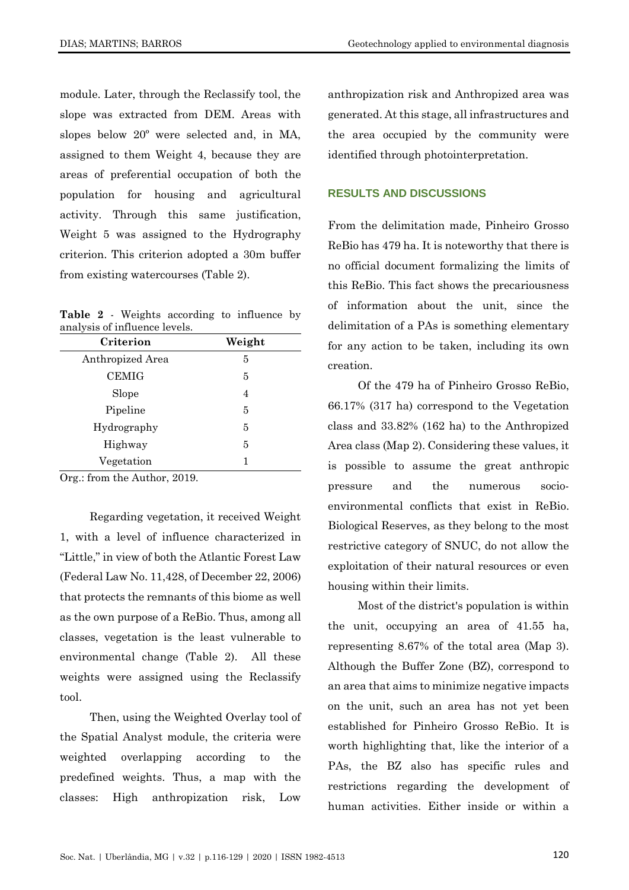module. Later, through the Reclassify tool, the slope was extracted from DEM. Areas with slopes below 20º were selected and, in MA, assigned to them Weight 4, because they are areas of preferential occupation of both the population for housing and agricultural activity. Through this same justification, Weight 5 was assigned to the Hydrography criterion. This criterion adopted a 30m buffer from existing watercourses (Table 2).

**Table 2** - Weights according to influence by analysis of influence levels.

| Criterion | Weight |
|---|---|
| Anthropized Area | 5 |
| CEMIG | 5 |
| Slope | 4 |
| Pipeline | 5 |
| Hydrography | 5 |
| Highway | 5 |
| Vegetation | 1 |

Org.: from the Author, 2019.

Regarding vegetation, it received Weight 1, with a level of influence characterized in "Little," in view of both the Atlantic Forest Law (Federal Law No. 11,428, of December 22, 2006) that protects the remnants of this biome as well as the own purpose of a ReBio. Thus, among all classes, vegetation is the least vulnerable to environmental change (Table 2). All these weights were assigned using the Reclassify tool.

Then, using the Weighted Overlay tool of the Spatial Analyst module, the criteria were weighted overlapping according to the predefined weights. Thus, a map with the classes: High anthropization risk, Low anthropization risk and Anthropized area was generated. At this stage, all infrastructures and the area occupied by the community were identified through photointerpretation.

## RESULTS AND DISCUSSIONS

From the delimitation made, Pinheiro Grosso ReBio has 479 ha. It is noteworthy that there is no official document formalizing the limits of this ReBio. This fact shows the precariousness of information about the unit, since the delimitation of a PAs is something elementary for any action to be taken, including its own creation.

Of the 479 ha of Pinheiro Grosso ReBio, 66.17% (317 ha) correspond to the Vegetation class and 33.82% (162 ha) to the Anthropized Area class (Map 2). Considering these values, it is possible to assume the great anthropic pressure and the numerous socio-environmental conflicts that exist in ReBio. Biological Reserves, as they belong to the most restrictive category of SNUC, do not allow the exploitation of their natural resources or even housing within their limits.

Most of the district's population is within the unit, occupying an area of 41.55 ha, representing 8.67% of the total area (Map 3). Although the Buffer Zone (BZ), correspond to an area that aims to minimize negative impacts on the unit, such an area has not yet been established for Pinheiro Grosso ReBio. It is worth highlighting that, like the interior of a PAs, the BZ also has specific rules and restrictions regarding the development of human activities. Either inside or within a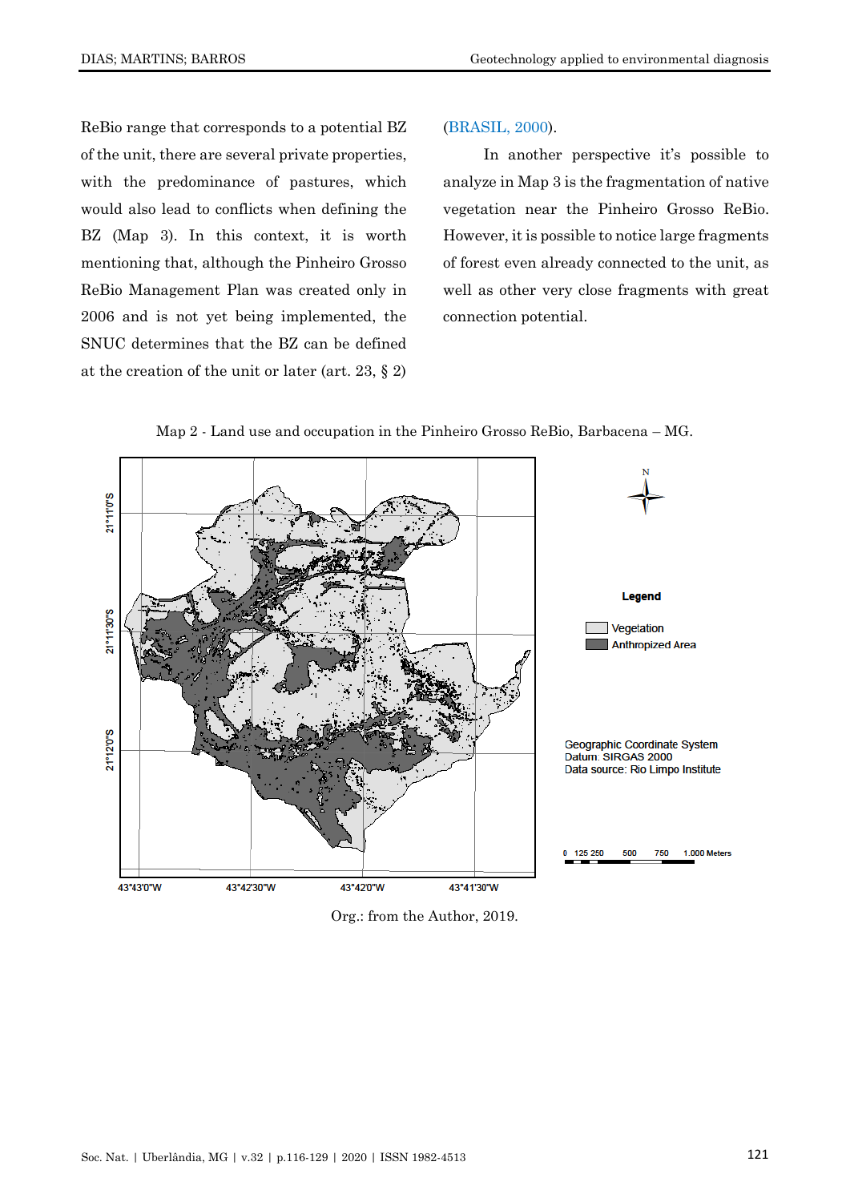ReBio range that corresponds to a potential BZ of the unit, there are several private properties, with the predominance of pastures, which would also lead to conflicts when defining the BZ (Map 3). In this context, it is worth mentioning that, although the Pinheiro Grosso ReBio Management Plan was created only in 2006 and is not yet being implemented, the SNUC determines that the BZ can be defined at the creation of the unit or later (art. 23, § 2) (BRASIL, 2000).

In another perspective it's possible to analyze in Map 3 is the fragmentation of native vegetation near the Pinheiro Grosso ReBio. However, it is possible to notice large fragments of forest even already connected to the unit, as well as other very close fragments with great connection potential.

Map 2 - Land use and occupation in the Pinheiro Grosso ReBio, Barbacena – MG.

Org.: from the Author, 2019.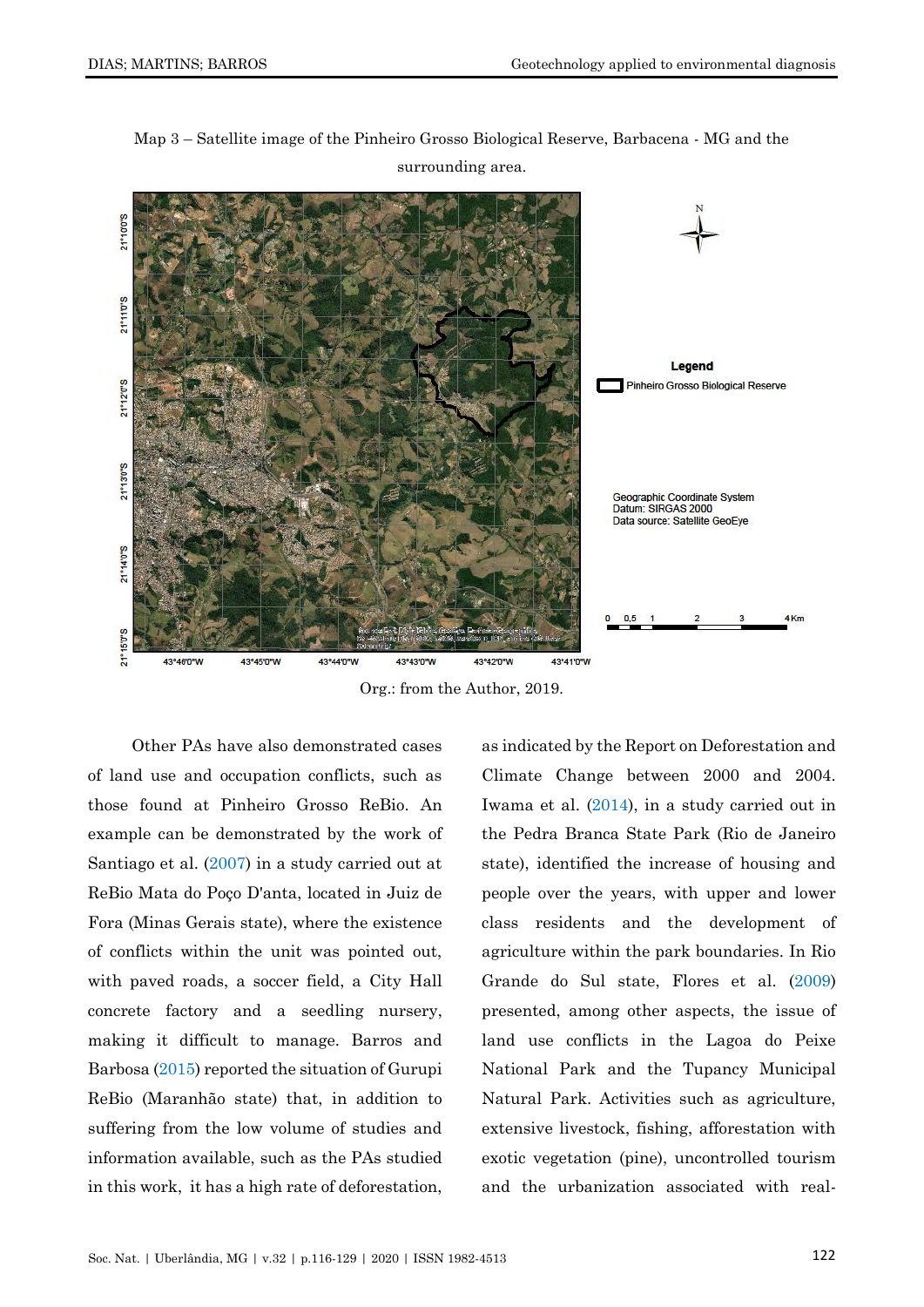Map 3 – Satellite image of the Pinheiro Grosso Biological Reserve, Barbacena - MG and the surrounding area.

Org.: from the Author, 2019.

Other PAs have also demonstrated cases of land use and occupation conflicts, such as those found at Pinheiro Grosso ReBio. An example can be demonstrated by the work of Santiago et al. (2007) in a study carried out at ReBio Mata do Poço D'anta, located in Juiz de Fora (Minas Gerais state), where the existence of conflicts within the unit was pointed out, with paved roads, a soccer field, a City Hall concrete factory and a seedling nursery, making it difficult to manage. Barros and Barbosa (2015) reported the situation of Gurupi ReBio (Maranhão state) that, in addition to suffering from the low volume of studies and information available, such as the PAs studied in this work, it has a high rate of deforestation, as indicated by the Report on Deforestation and Climate Change between 2000 and 2004. Iwama et al. (2014), in a study carried out in the Pedra Branca State Park (Rio de Janeiro state), identified the increase of housing and people over the years, with upper and lower class residents and the development of agriculture within the park boundaries. In Rio Grande do Sul state, Flores et al. (2009) presented, among other aspects, the issue of land use conflicts in the Lagoa do Peixe National Park and the Tupancy Municipal Natural Park. Activities such as agriculture, extensive livestock, fishing, afforestation with exotic vegetation (pine), uncontrolled tourism and the urbanization associated with real-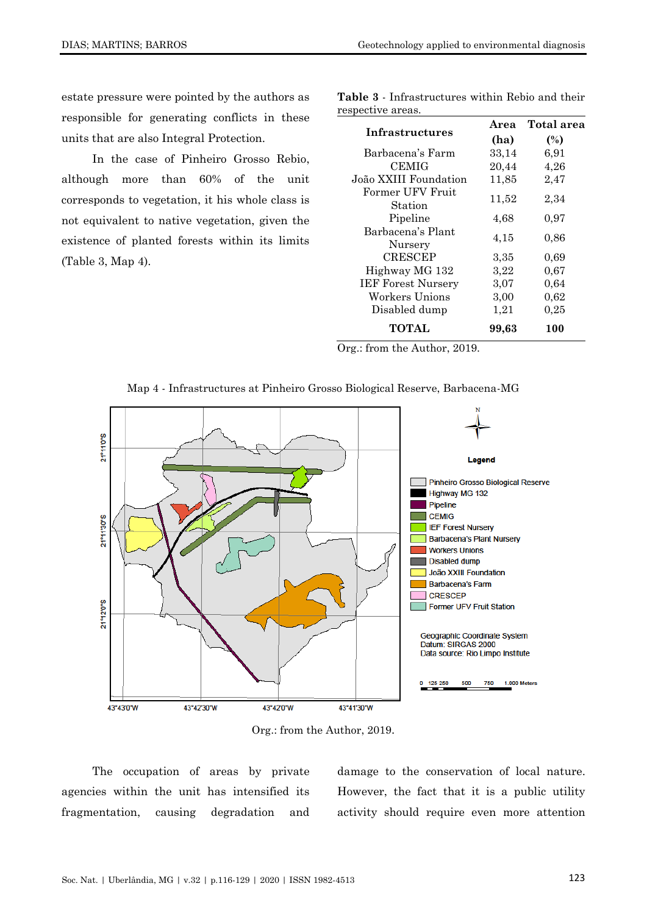estate pressure were pointed by the authors as responsible for generating conflicts in these units that are also Integral Protection.

In the case of Pinheiro Grosso Rebio, although more than 60% of the unit corresponds to vegetation, it his whole class is not equivalent to native vegetation, given the existence of planted forests within its limits (Table 3, Map 4).

**Table 3** - Infrastructures within Rebio and their respective areas.

| Infrastructures | Area (ha) | Total area (%) |
| --- | --- | --- |
| Barbacena's Farm | 33,14 | 6,91 |
| CEMIG | 20,44 | 4,26 |
| João XXIII Foundation | 11,85 | 2,47 |
| Former UFV Fruit Station | 11,52 | 2,34 |
| Pipeline | 4,68 | 0,97 |
| Barbacena's Plant Nursery | 4,15 | 0,86 |
| CRESCEP | 3,35 | 0,69 |
| Highway MG 132 | 3,22 | 0,67 |
| IEF Forest Nursery | 3,07 | 0,64 |
| Workers Unions | 3,00 | 0,62 |
| Disabled dump | 1,21 | 0,25 |
| **TOTAL** | **99,63** | **100** |

Org.: from the Author, 2019.

Map 4 - Infrastructures at Pinheiro Grosso Biological Reserve, Barbacena-MG

Org.: from the Author, 2019.

The occupation of areas by private agencies within the unit has intensified its fragmentation, causing degradation and damage to the conservation of local nature. However, the fact that it is a public utility activity should require even more attention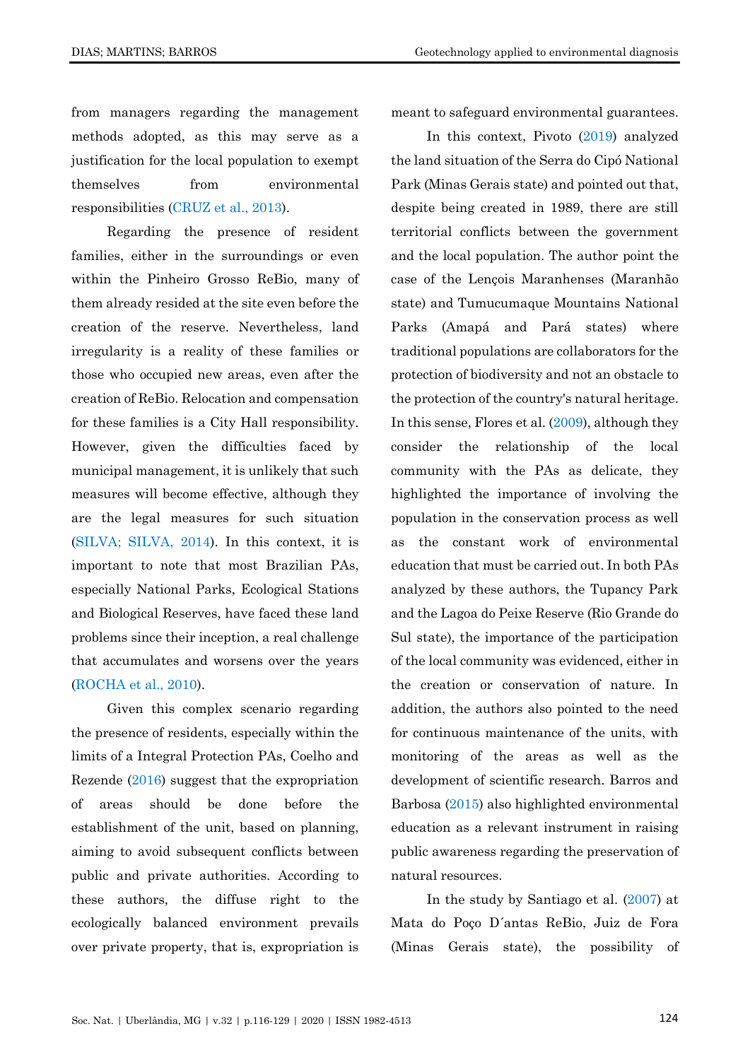from managers regarding the management methods adopted, as this may serve as a justification for the local population to exempt themselves from environmental responsibilities (CRUZ et al., 2013).

Regarding the presence of resident families, either in the surroundings or even within the Pinheiro Grosso ReBio, many of them already resided at the site even before the creation of the reserve. Nevertheless, land irregularity is a reality of these families or those who occupied new areas, even after the creation of ReBio. Relocation and compensation for these families is a City Hall responsibility. However, given the difficulties faced by municipal management, it is unlikely that such measures will become effective, although they are the legal measures for such situation (SILVA; SILVA, 2014). In this context, it is important to note that most Brazilian PAs, especially National Parks, Ecological Stations and Biological Reserves, have faced these land problems since their inception, a real challenge that accumulates and worsens over the years (ROCHA et al., 2010).

Given this complex scenario regarding the presence of residents, especially within the limits of a Integral Protection PAs, Coelho and Rezende (2016) suggest that the expropriation of areas should be done before the establishment of the unit, based on planning, aiming to avoid subsequent conflicts between public and private authorities. According to these authors, the diffuse right to the ecologically balanced environment prevails over private property, that is, expropriation is meant to safeguard environmental guarantees.

In this context, Pivoto (2019) analyzed the land situation of the Serra do Cipó National Park (Minas Gerais state) and pointed out that, despite being created in 1989, there are still territorial conflicts between the government and the local population. The author point the case of the Lençois Maranhenses (Maranhão state) and Tumucumaque Mountains National Parks (Amapá and Pará states) where traditional populations are collaborators for the protection of biodiversity and not an obstacle to the protection of the country's natural heritage. In this sense, Flores et al. (2009), although they consider the relationship of the local community with the PAs as delicate, they highlighted the importance of involving the population in the conservation process as well as the constant work of environmental education that must be carried out. In both PAs analyzed by these authors, the Tupancy Park and the Lagoa do Peixe Reserve (Rio Grande do Sul state), the importance of the participation of the local community was evidenced, either in the creation or conservation of nature. In addition, the authors also pointed to the need for continuous maintenance of the units, with monitoring of the areas as well as the development of scientific research. Barros and Barbosa (2015) also highlighted environmental education as a relevant instrument in raising public awareness regarding the preservation of natural resources.

In the study by Santiago et al. (2007) at Mata do Poço D´antas ReBio, Juiz de Fora (Minas Gerais state), the possibility of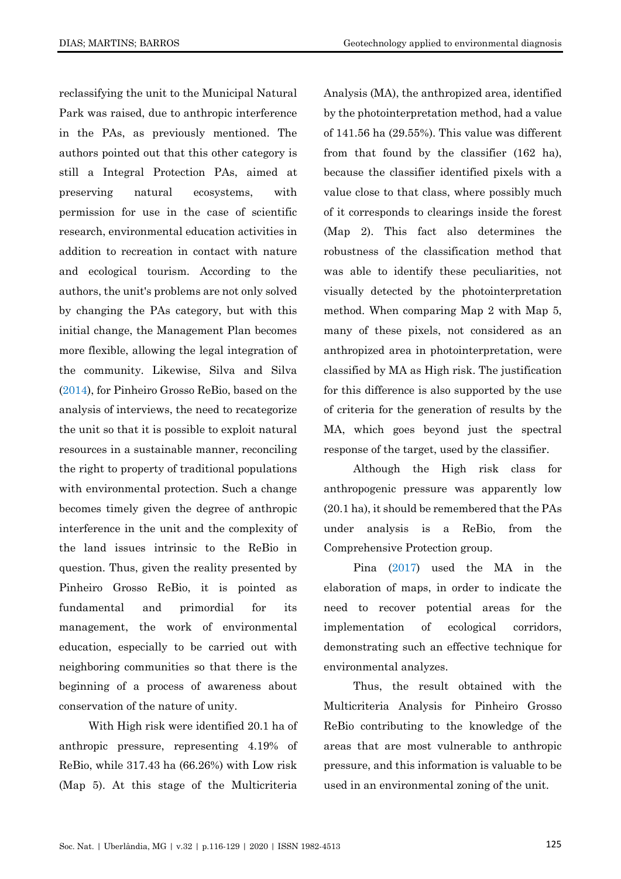reclassifying the unit to the Municipal Natural Park was raised, due to anthropic interference in the PAs, as previously mentioned. The authors pointed out that this other category is still a Integral Protection PAs, aimed at preserving natural ecosystems, with permission for use in the case of scientific research, environmental education activities in addition to recreation in contact with nature and ecological tourism. According to the authors, the unit's problems are not only solved by changing the PAs category, but with this initial change, the Management Plan becomes more flexible, allowing the legal integration of the community. Likewise, Silva and Silva (2014), for Pinheiro Grosso ReBio, based on the analysis of interviews, the need to recategorize the unit so that it is possible to exploit natural resources in a sustainable manner, reconciling the right to property of traditional populations with environmental protection. Such a change becomes timely given the degree of anthropic interference in the unit and the complexity of the land issues intrinsic to the ReBio in question. Thus, given the reality presented by Pinheiro Grosso ReBio, it is pointed as fundamental and primordial for its management, the work of environmental education, especially to be carried out with neighboring communities so that there is the beginning of a process of awareness about conservation of the nature of unity.

With High risk were identified 20.1 ha of anthropic pressure, representing 4.19% of ReBio, while 317.43 ha (66.26%) with Low risk (Map 5). At this stage of the Multicriteria Analysis (MA), the anthropized area, identified by the photointerpretation method, had a value of 141.56 ha (29.55%). This value was different from that found by the classifier (162 ha), because the classifier identified pixels with a value close to that class, where possibly much of it corresponds to clearings inside the forest (Map 2). This fact also determines the robustness of the classification method that was able to identify these peculiarities, not visually detected by the photointerpretation method. When comparing Map 2 with Map 5, many of these pixels, not considered as an anthropized area in photointerpretation, were classified by MA as High risk. The justification for this difference is also supported by the use of criteria for the generation of results by the MA, which goes beyond just the spectral response of the target, used by the classifier.

Although the High risk class for anthropogenic pressure was apparently low (20.1 ha), it should be remembered that the PAs under analysis is a ReBio, from the Comprehensive Protection group.

Pina (2017) used the MA in the elaboration of maps, in order to indicate the need to recover potential areas for the implementation of ecological corridors, demonstrating such an effective technique for environmental analyzes.

Thus, the result obtained with the Multicriteria Analysis for Pinheiro Grosso ReBio contributing to the knowledge of the areas that are most vulnerable to anthropic pressure, and this information is valuable to be used in an environmental zoning of the unit.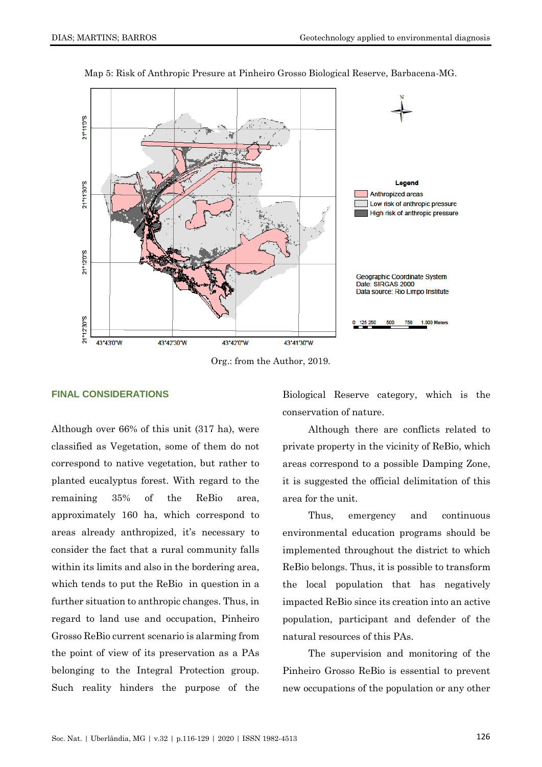Map 5: Risk of Anthropic Presure at Pinheiro Grosso Biological Reserve, Barbacena-MG.

Org.: from the Author, 2019.

## FINAL CONSIDERATIONS

Although over 66% of this unit (317 ha), were classified as Vegetation, some of them do not correspond to native vegetation, but rather to planted eucalyptus forest. With regard to the remaining 35% of the ReBio area, approximately 160 ha, which correspond to areas already anthropized, it's necessary to consider the fact that a rural community falls within its limits and also in the bordering area, which tends to put the ReBio in question in a further situation to anthropic changes. Thus, in regard to land use and occupation, Pinheiro Grosso ReBio current scenario is alarming from the point of view of its preservation as a PAs belonging to the Integral Protection group. Such reality hinders the purpose of the Biological Reserve category, which is the conservation of nature.

Although there are conflicts related to private property in the vicinity of ReBio, which areas correspond to a possible Damping Zone, it is suggested the official delimitation of this area for the unit.

Thus, emergency and continuous environmental education programs should be implemented throughout the district to which ReBio belongs. Thus, it is possible to transform the local population that has negatively impacted ReBio since its creation into an active population, participant and defender of the natural resources of this PAs.

The supervision and monitoring of the Pinheiro Grosso ReBio is essential to prevent new occupations of the population or any other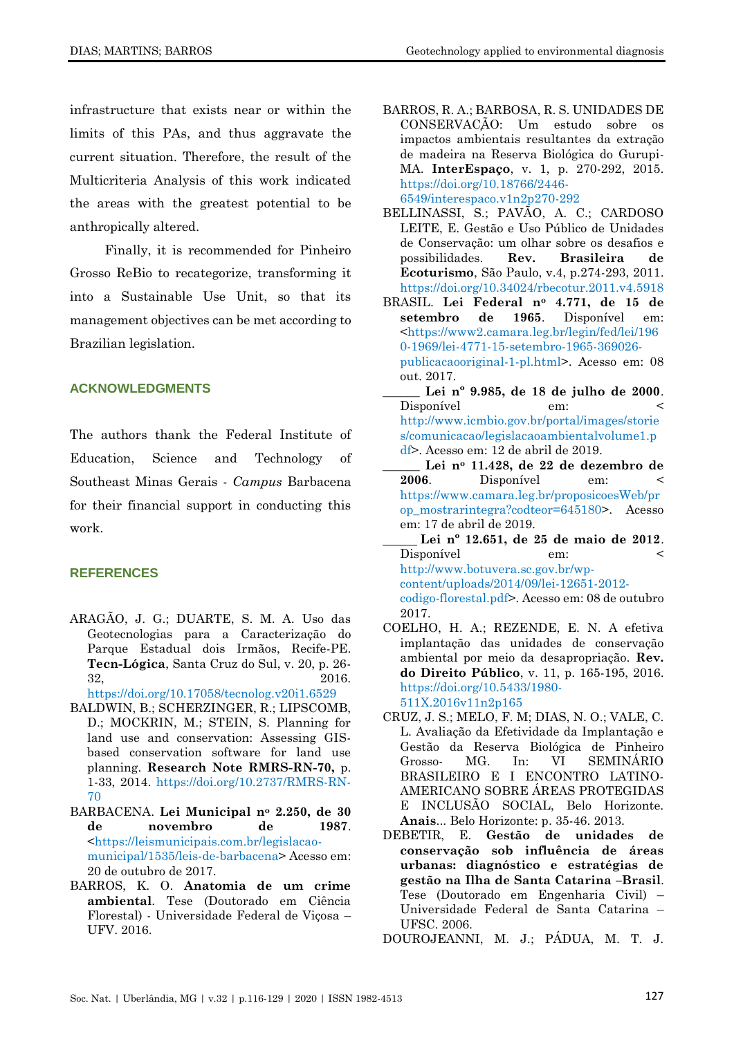infrastructure that exists near or within the limits of this PAs, and thus aggravate the current situation. Therefore, the result of the Multicriteria Analysis of this work indicated the areas with the greatest potential to be anthropically altered.

Finally, it is recommended for Pinheiro Grosso ReBio to recategorize, transforming it into a Sustainable Use Unit, so that its management objectives can be met according to Brazilian legislation.

## ACKNOWLEDGMENTS

The authors thank the Federal Institute of Education, Science and Technology of Southeast Minas Gerais - *Campus* Barbacena for their financial support in conducting this work.

## REFERENCES

ARAGÃO, J. G.; DUARTE, S. M. A. Uso das Geotecnologias para a Caracterização do Parque Estadual dois Irmãos, Recife-PE. **Tecn-Lógica**, Santa Cruz do Sul, v. 20, p. 26-32, 2016. https://doi.org/10.17058/tecnolog.v20i1.6529

BALDWIN, B.; SCHERZINGER, R.; LIPSCOMB, D.; MOCKRIN, M.; STEIN, S. Planning for land use and conservation: Assessing GIS-based conservation software for land use planning. **Research Note RMRS-RN-70,** p. 1-33, 2014. https://doi.org/10.2737/RMRS-RN-70

BARBACENA. **Lei Municipal nº 2.250, de 30 de novembro de 1987**. <https://leismunicipais.com.br/legislacao-municipal/1535/leis-de-barbacena> Acesso em: 20 de outubro de 2017.

BARROS, K. O. **Anatomia de um crime ambiental**. Tese (Doutorado em Ciência Florestal) - Universidade Federal de Viçosa – UFV. 2016.

BARROS, R. A.; BARBOSA, R. S. UNIDADES DE CONSERVAÇÃO: Um estudo sobre os impactos ambientais resultantes da extração de madeira na Reserva Biológica do Gurupi-MA. **InterEspaço**, v. 1, p. 270-292, 2015. https://doi.org/10.18766/2446-6549/interespaco.v1n2p270-292

BELLINASSI, S.; PAVÃO, A. C.; CARDOSO LEITE, E. Gestão e Uso Público de Unidades de Conservação: um olhar sobre os desafios e possibilidades. **Rev. Brasileira de Ecoturismo**, São Paulo, v.4, p.274-293, 2011. https://doi.org/10.34024/rbecotur.2011.v4.5918

BRASIL. **Lei Federal nº 4.771, de 15 de setembro de 1965**. Disponível em: <https://www2.camara.leg.br/legin/fed/lei/1960-1969/lei-4771-15-setembro-1965-369026-publicacaooriginal-1-pl.html>. Acesso em: 08 out. 2017.

______ **Lei nº 9.985, de 18 de julho de 2000**. Disponível em: < http://www.icmbio.gov.br/portal/images/stories/comunicacao/legislacaoambientalvolume1.pdf>. Acesso em: 12 de abril de 2019.

______ **Lei nº 11.428, de 22 de dezembro de 2006**. Disponível em: < https://www.camara.leg.br/proposicoesWeb/prop_mostrarintegra?codteor=645180>. Acesso em: 17 de abril de 2019.

______ **Lei nº 12.651, de 25 de maio de 2012**. Disponível em: < http://www.botuvera.sc.gov.br/wp-content/uploads/2014/09/lei-12651-2012-codigo-florestal.pdf>. Acesso em: 08 de outubro 2017.

COELHO, H. A.; REZENDE, E. N. A efetiva implantação das unidades de conservação ambiental por meio da desapropriação. **Rev. do Direito Público**, v. 11, p. 165-195, 2016. https://doi.org/10.5433/1980-511X.2016v11n2p165

CRUZ, J. S.; MELO, F. M; DIAS, N. O.; VALE, C. L. Avaliação da Efetividade da Implantação e Gestão da Reserva Biológica de Pinheiro Grosso- MG. In: VI SEMINÁRIO BRASILEIRO E I ENCONTRO LATINO-AMERICANO SOBRE ÁREAS PROTEGIDAS E INCLUSÃO SOCIAL, Belo Horizonte. **Anais**... Belo Horizonte: p. 35-46. 2013.

DEBETIR, E. **Gestão de unidades de conservação sob influência de áreas urbanas: diagnóstico e estratégias de gestão na Ilha de Santa Catarina –Brasil**. Tese (Doutorado em Engenharia Civil) – Universidade Federal de Santa Catarina – UFSC. 2006.

DOUROJEANNI, M. J.; PÁDUA, M. T. J.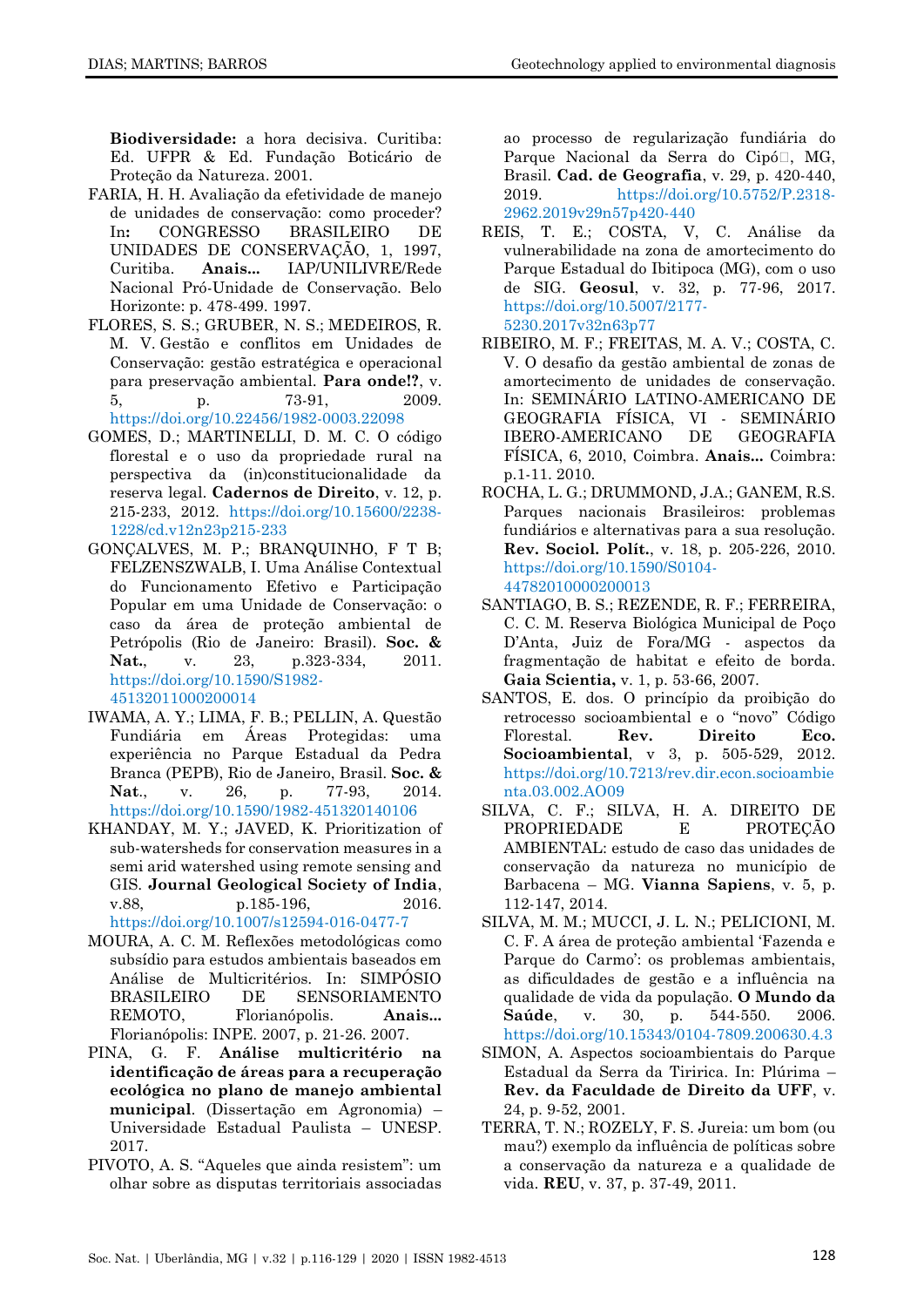**Biodiversidade:** a hora decisiva. Curitiba: Ed. UFPR & Ed. Fundação Boticário de Proteção da Natureza. 2001.

FARIA, H. H. Avaliação da efetividade de manejo de unidades de conservação: como proceder? In**:** CONGRESSO BRASILEIRO DE UNIDADES DE CONSERVAÇÃO, 1, 1997, Curitiba. **Anais...** IAP/UNILIVRE/Rede Nacional Pró-Unidade de Conservação. Belo Horizonte: p. 478-499. 1997.

FLORES, S. S.; GRUBER, N. S.; MEDEIROS, R. M. V. Gestão e conflitos em Unidades de Conservação: gestão estratégica e operacional para preservação ambiental. **Para onde!?**, v. 5, p. 73-91, 2009. https://doi.org/10.22456/1982-0003.22098

GOMES, D.; MARTINELLI, D. M. C. O código florestal e o uso da propriedade rural na perspectiva da (in)constitucionalidade da reserva legal. **Cadernos de Direito**, v. 12, p. 215-233, 2012. https://doi.org/10.15600/2238-1228/cd.v12n23p215-233

GONÇALVES, M. P.; BRANQUINHO, F T B; FELZENSZWALB, I. Uma Análise Contextual do Funcionamento Efetivo e Participação Popular em uma Unidade de Conservação: o caso da área de proteção ambiental de Petrópolis (Rio de Janeiro: Brasil). **Soc. & Nat.**, v. 23, p.323-334, 2011. https://doi.org/10.1590/S1982-45132011000200014

IWAMA, A. Y.; LIMA, F. B.; PELLIN, A. Questão Fundiária em Áreas Protegidas: uma experiência no Parque Estadual da Pedra Branca (PEPB), Rio de Janeiro, Brasil. **Soc. & Nat**., v. 26, p. 77-93, 2014. https://doi.org/10.1590/1982-451320140106

KHANDAY, M. Y.; JAVED, K. Prioritization of sub-watersheds for conservation measures in a semi arid watershed using remote sensing and GIS. **Journal Geological Society of India**, v.88, p.185-196, 2016. https://doi.org/10.1007/s12594-016-0477-7

MOURA, A. C. M. Reflexões metodológicas como subsídio para estudos ambientais baseados em Análise de Multicritérios. In: SIMPÓSIO BRASILEIRO DE SENSORIAMENTO REMOTO, Florianópolis. **Anais...** Florianópolis: INPE. 2007, p. 21-26. 2007.

PINA, G. F. **Análise multicritério na identificação de áreas para a recuperação ecológica no plano de manejo ambiental municipal**. (Dissertação em Agronomia) – Universidade Estadual Paulista – UNESP. 2017.

PIVOTO, A. S. "Aqueles que ainda resistem": um olhar sobre as disputas territoriais associadas ao processo de regularização fundiária do Parque Nacional da Serra do Cipó, MG, Brasil. **Cad. de Geografia**, v. 29, p. 420-440, 2019. https://doi.org/10.5752/P.2318-2962.2019v29n57p420-440

REIS, T. E.; COSTA, V, C. Análise da vulnerabilidade na zona de amortecimento do Parque Estadual do Ibitipoca (MG), com o uso de SIG. **Geosul**, v. 32, p. 77-96, 2017. https://doi.org/10.5007/2177-5230.2017v32n63p77

RIBEIRO, M. F.; FREITAS, M. A. V.; COSTA, C. V. O desafio da gestão ambiental de zonas de amortecimento de unidades de conservação. In: SEMINÁRIO LATINO-AMERICANO DE GEOGRAFIA FÍSICA, VI - SEMINÁRIO IBERO-AMERICANO DE GEOGRAFIA FÍSICA, 6, 2010, Coimbra. **Anais...** Coimbra: p.1-11. 2010.

ROCHA, L. G.; DRUMMOND, J.A.; GANEM, R.S. Parques nacionais Brasileiros: problemas fundiários e alternativas para a sua resolução. **Rev. Sociol. Polít.**, v. 18, p. 205-226, 2010. https://doi.org/10.1590/S0104-44782010000200013

SANTIAGO, B. S.; REZENDE, R. F.; FERREIRA, C. C. M. Reserva Biológica Municipal de Poço D'Anta, Juiz de Fora/MG - aspectos da fragmentação de habitat e efeito de borda. **Gaia Scientia,** v. 1, p. 53-66, 2007.

SANTOS, E. dos. O princípio da proibição do retrocesso socioambiental e o "novo" Código Florestal. **Rev. Direito Eco. Socioambiental**, v 3, p. 505-529, 2012. https://doi.org/10.7213/rev.dir.econ.socioambientanta.03.002.AO09

SILVA, C. F.; SILVA, H. A. DIREITO DE PROPRIEDADE E PROTEÇÃO AMBIENTAL: estudo de caso das unidades de conservação da natureza no município de Barbacena – MG. **Vianna Sapiens**, v. 5, p. 112-147, 2014.

SILVA, M. M.; MUCCI, J. L. N.; PELICIONI, M. C. F. A área de proteção ambiental 'Fazenda e Parque do Carmo': os problemas ambientais, as dificuldades de gestão e a influência na qualidade de vida da população. **O Mundo da Saúde**, v. 30, p. 544-550. 2006. https://doi.org/10.15343/0104-7809.200630.4.3

SIMON, A. Aspectos socioambientais do Parque Estadual da Serra da Tiririca. In: Plúrima – **Rev. da Faculdade de Direito da UFF**, v. 24, p. 9-52, 2001.

TERRA, T. N.; ROZELY, F. S. Jureia: um bom (ou mau?) exemplo da influência de políticas sobre a conservação da natureza e a qualidade de vida. **REU**, v. 37, p. 37-49, 2011.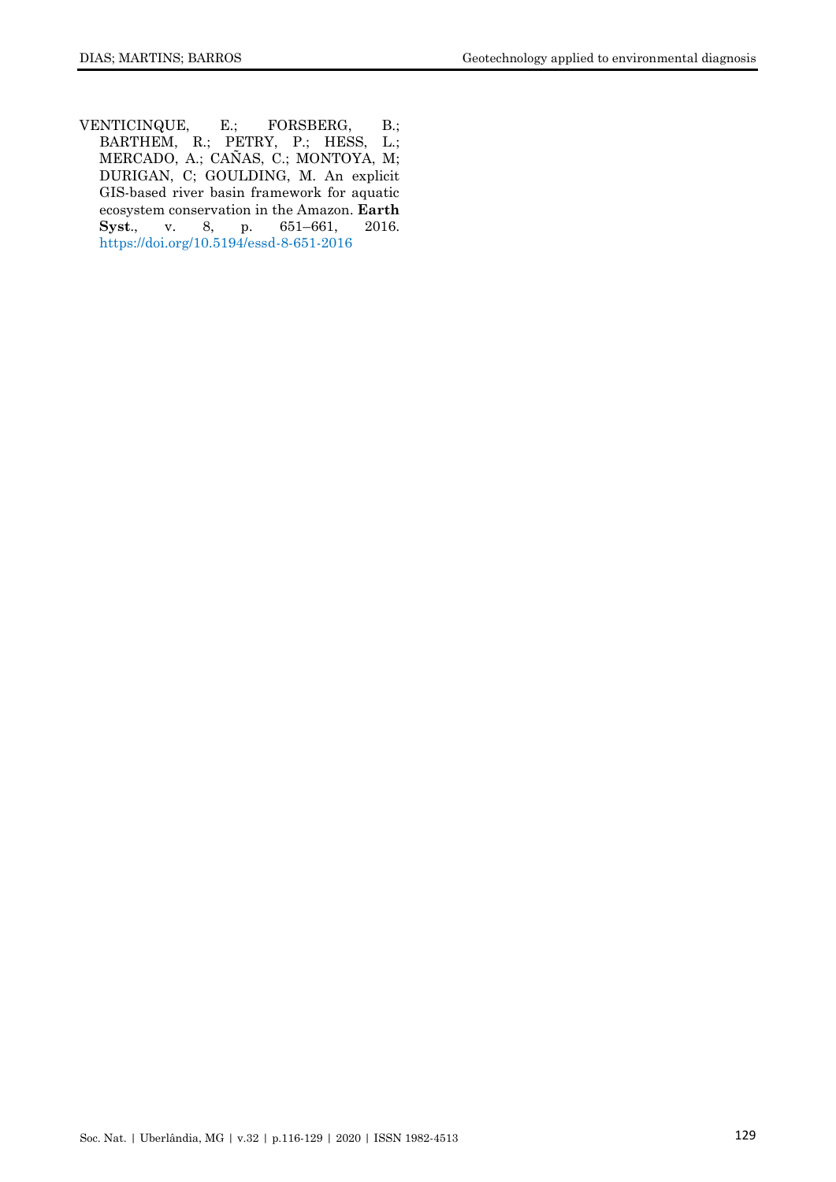VENTICINQUE, E.; FORSBERG, B.; BARTHEM, R.; PETRY, P.; HESS, L.; MERCADO, A.; CAÑAS, C.; MONTOYA, M; DURIGAN, C; GOULDING, M. An explicit GIS-based river basin framework for aquatic ecosystem conservation in the Amazon. **Earth Syst**., v. 8, p. 651–661, 2016. https://doi.org/10.5194/essd-8-651-2016